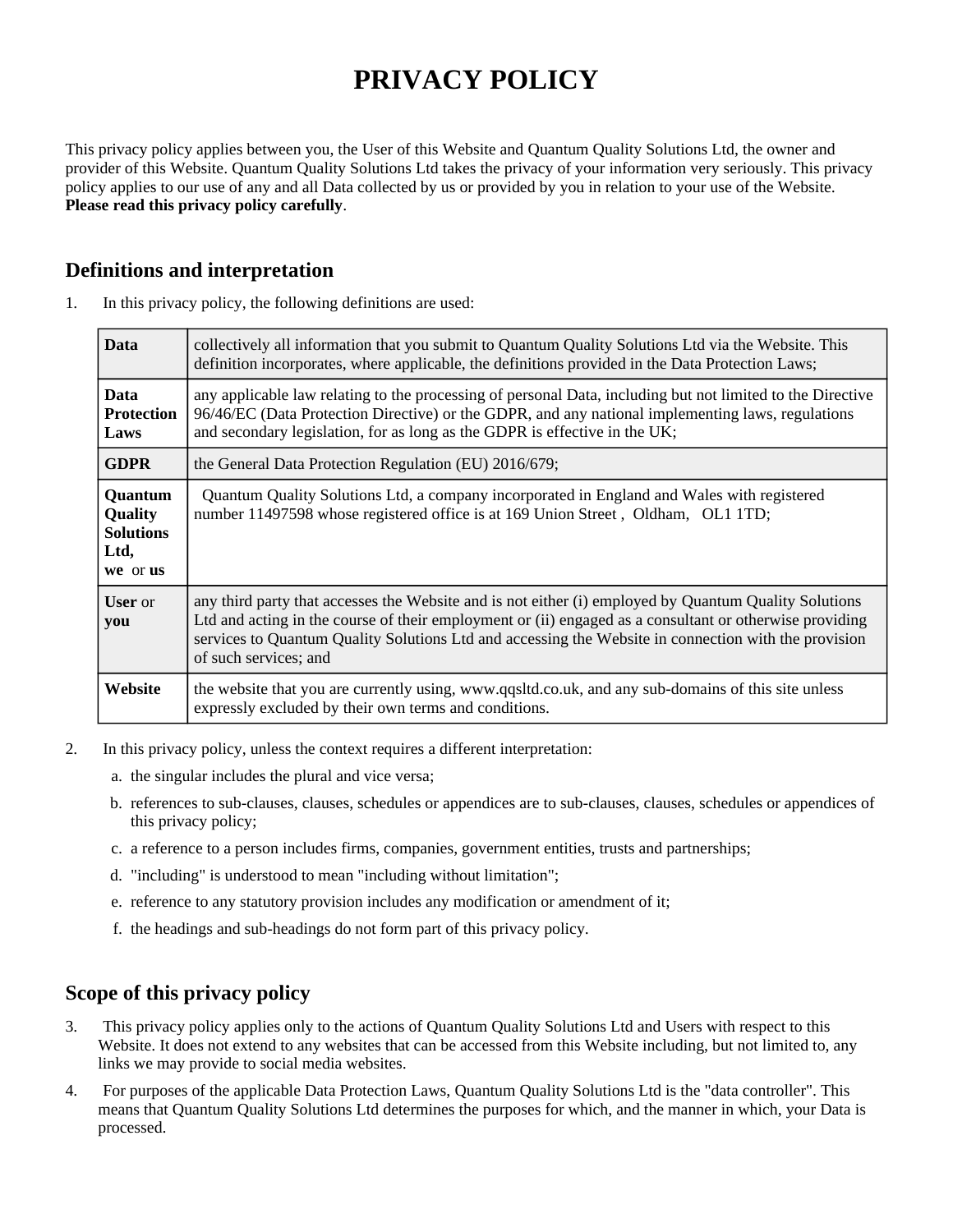# PRIVACY POLICY

This privacy policy applies between you, the User of this Website and Quantum Quality Solutions Ltd, the owner and provider of this Website. Quantum Quality Solutions Ltd takes the privacy of your information very seriously. This privacy policy applies to our use of any and all Data collected by us or provided by you in relation to your use of the Website. **Please read this privacy policy carefully**.

## Definitions and interpretation

1. In this privacy policy, the following definitions are used:

| | |
|---|---|
| **Data** | collectively all information that you submit to Quantum Quality Solutions Ltd via the Website. This definition incorporates, where applicable, the definitions provided in the Data Protection Laws; |
| **Data Protection Laws** | any applicable law relating to the processing of personal Data, including but not limited to the Directive 96/46/EC (Data Protection Directive) or the GDPR, and any national implementing laws, regulations and secondary legislation, for as long as the GDPR is effective in the UK; |
| **GDPR** | the General Data Protection Regulation (EU) 2016/679; |
| **Quantum Quality Solutions Ltd, we** or **us** | Quantum Quality Solutions Ltd, a company incorporated in England and Wales with registered number 11497598 whose registered office is at 169 Union Street , Oldham, OL1 1TD; |
| **User** or **you** | any third party that accesses the Website and is not either (i) employed by Quantum Quality Solutions Ltd and acting in the course of their employment or (ii) engaged as a consultant or otherwise providing services to Quantum Quality Solutions Ltd and accessing the Website in connection with the provision of such services; and |
| **Website** | the website that you are currently using, www.qqsltd.co.uk, and any sub-domains of this site unless expressly excluded by their own terms and conditions. |

2. In this privacy policy, unless the context requires a different interpretation:
   a. the singular includes the plural and vice versa;
   b. references to sub-clauses, clauses, schedules or appendices are to sub-clauses, clauses, schedules or appendices of this privacy policy;
   c. a reference to a person includes firms, companies, government entities, trusts and partnerships;
   d. "including" is understood to mean "including without limitation";
   e. reference to any statutory provision includes any modification or amendment of it;
   f. the headings and sub-headings do not form part of this privacy policy.

## Scope of this privacy policy

3. This privacy policy applies only to the actions of Quantum Quality Solutions Ltd and Users with respect to this Website. It does not extend to any websites that can be accessed from this Website including, but not limited to, any links we may provide to social media websites.
4. For purposes of the applicable Data Protection Laws, Quantum Quality Solutions Ltd is the "data controller". This means that Quantum Quality Solutions Ltd determines the purposes for which, and the manner in which, your Data is processed.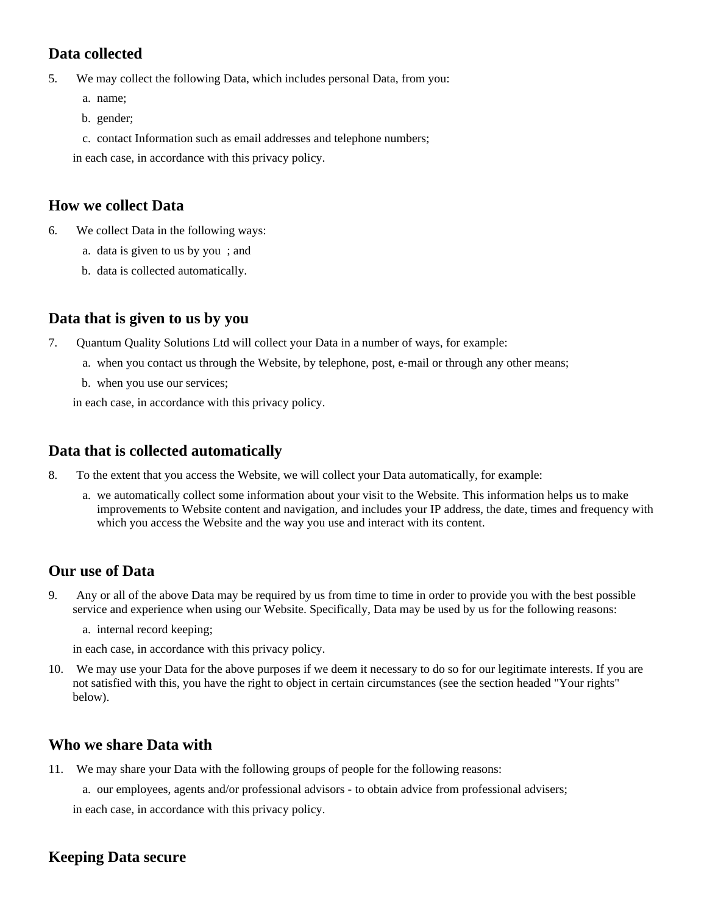## Data collected

5. We may collect the following Data, which includes personal Data, from you:
   a. name;
   b. gender;
   c. contact Information such as email addresses and telephone numbers;

   in each case, in accordance with this privacy policy.

## How we collect Data

6. We collect Data in the following ways:
   a. data is given to us by you ; and
   b. data is collected automatically.

## Data that is given to us by you

7. Quantum Quality Solutions Ltd will collect your Data in a number of ways, for example:
   a. when you contact us through the Website, by telephone, post, e-mail or through any other means;
   b. when you use our services;

   in each case, in accordance with this privacy policy.

## Data that is collected automatically

8. To the extent that you access the Website, we will collect your Data automatically, for example:
   a. we automatically collect some information about your visit to the Website. This information helps us to make improvements to Website content and navigation, and includes your IP address, the date, times and frequency with which you access the Website and the way you use and interact with its content.

## Our use of Data

9. Any or all of the above Data may be required by us from time to time in order to provide you with the best possible service and experience when using our Website. Specifically, Data may be used by us for the following reasons:
   a. internal record keeping;

   in each case, in accordance with this privacy policy.
10. We may use your Data for the above purposes if we deem it necessary to do so for our legitimate interests. If you are not satisfied with this, you have the right to object in certain circumstances (see the section headed "Your rights" below).

## Who we share Data with

11. We may share your Data with the following groups of people for the following reasons:
    a. our employees, agents and/or professional advisors - to obtain advice from professional advisers;

    in each case, in accordance with this privacy policy.

## Keeping Data secure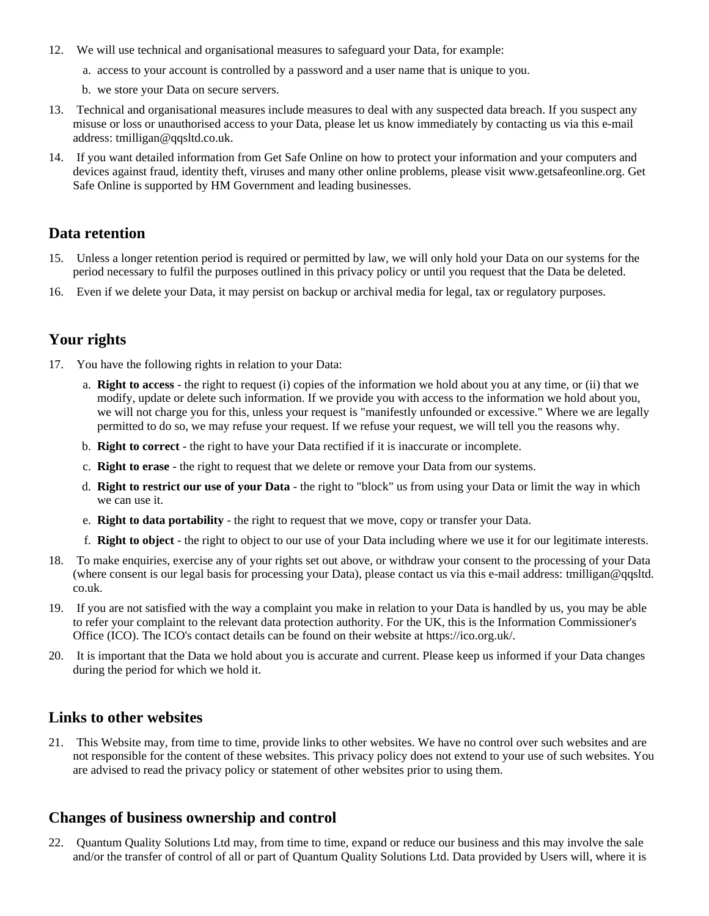12. We will use technical and organisational measures to safeguard your Data, for example:
    a. access to your account is controlled by a password and a user name that is unique to you.
    b. we store your Data on secure servers.
13. Technical and organisational measures include measures to deal with any suspected data breach. If you suspect any misuse or loss or unauthorised access to your Data, please let us know immediately by contacting us via this e-mail address: tmilligan@qqsltd.co.uk.
14. If you want detailed information from Get Safe Online on how to protect your information and your computers and devices against fraud, identity theft, viruses and many other online problems, please visit www.getsafeonline.org. Get Safe Online is supported by HM Government and leading businesses.

## Data retention

15. Unless a longer retention period is required or permitted by law, we will only hold your Data on our systems for the period necessary to fulfil the purposes outlined in this privacy policy or until you request that the Data be deleted.
16. Even if we delete your Data, it may persist on backup or archival media for legal, tax or regulatory purposes.

## Your rights

17. You have the following rights in relation to your Data:
    a. **Right to access** - the right to request (i) copies of the information we hold about you at any time, or (ii) that we modify, update or delete such information. If we provide you with access to the information we hold about you, we will not charge you for this, unless your request is "manifestly unfounded or excessive." Where we are legally permitted to do so, we may refuse your request. If we refuse your request, we will tell you the reasons why.
    b. **Right to correct** - the right to have your Data rectified if it is inaccurate or incomplete.
    c. **Right to erase** - the right to request that we delete or remove your Data from our systems.
    d. **Right to restrict our use of your Data** - the right to "block" us from using your Data or limit the way in which we can use it.
    e. **Right to data portability** - the right to request that we move, copy or transfer your Data.
    f. **Right to object** - the right to object to our use of your Data including where we use it for our legitimate interests.
18. To make enquiries, exercise any of your rights set out above, or withdraw your consent to the processing of your Data (where consent is our legal basis for processing your Data), please contact us via this e-mail address: tmilligan@qqsltd.co.uk.
19. If you are not satisfied with the way a complaint you make in relation to your Data is handled by us, you may be able to refer your complaint to the relevant data protection authority. For the UK, this is the Information Commissioner's Office (ICO). The ICO's contact details can be found on their website at https://ico.org.uk/.
20. It is important that the Data we hold about you is accurate and current. Please keep us informed if your Data changes during the period for which we hold it.

## Links to other websites

21. This Website may, from time to time, provide links to other websites. We have no control over such websites and are not responsible for the content of these websites. This privacy policy does not extend to your use of such websites. You are advised to read the privacy policy or statement of other websites prior to using them.

## Changes of business ownership and control

22. Quantum Quality Solutions Ltd may, from time to time, expand or reduce our business and this may involve the sale and/or the transfer of control of all or part of Quantum Quality Solutions Ltd. Data provided by Users will, where it is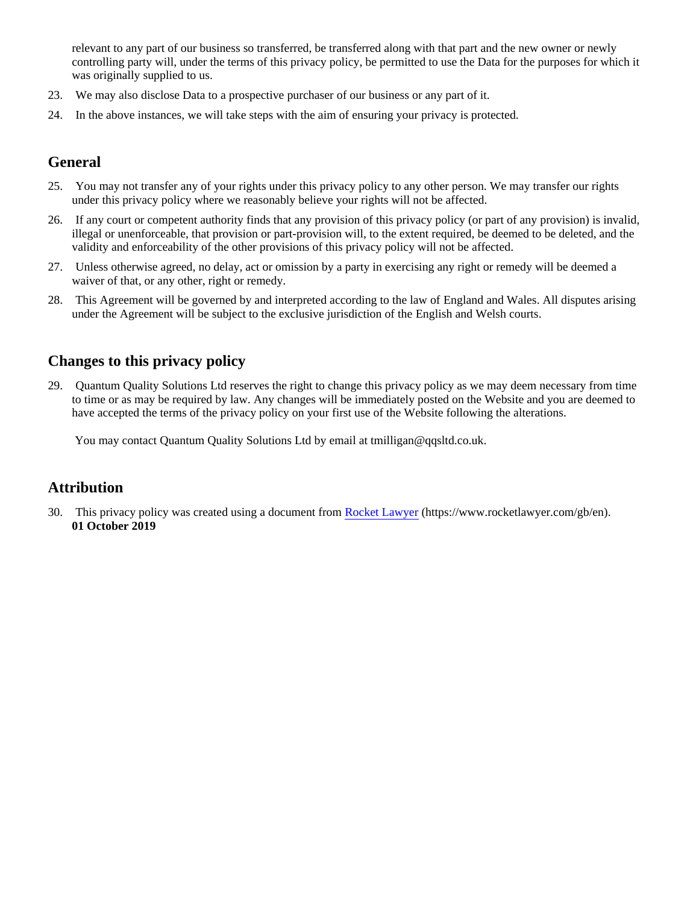relevant to any part of our business so transferred, be transferred along with that part and the new owner or newly controlling party will, under the terms of this privacy policy, be permitted to use the Data for the purposes for which it was originally supplied to us.

23. We may also disclose Data to a prospective purchaser of our business or any part of it.

24. In the above instances, we will take steps with the aim of ensuring your privacy is protected.

## General

25. You may not transfer any of your rights under this privacy policy to any other person. We may transfer our rights under this privacy policy where we reasonably believe your rights will not be affected.

26. If any court or competent authority finds that any provision of this privacy policy (or part of any provision) is invalid, illegal or unenforceable, that provision or part-provision will, to the extent required, be deemed to be deleted, and the validity and enforceability of the other provisions of this privacy policy will not be affected.

27. Unless otherwise agreed, no delay, act or omission by a party in exercising any right or remedy will be deemed a waiver of that, or any other, right or remedy.

28. This Agreement will be governed by and interpreted according to the law of England and Wales. All disputes arising under the Agreement will be subject to the exclusive jurisdiction of the English and Welsh courts.

## Changes to this privacy policy

29. Quantum Quality Solutions Ltd reserves the right to change this privacy policy as we may deem necessary from time to time or as may be required by law. Any changes will be immediately posted on the Website and you are deemed to have accepted the terms of the privacy policy on your first use of the Website following the alterations.

    You may contact Quantum Quality Solutions Ltd by email at tmilligan@qqsltd.co.uk.

## Attribution

30. This privacy policy was created using a document from [Rocket Lawyer](https://www.rocketlawyer.com/gb/en) (https://www.rocketlawyer.com/gb/en).
    **01 October 2019**